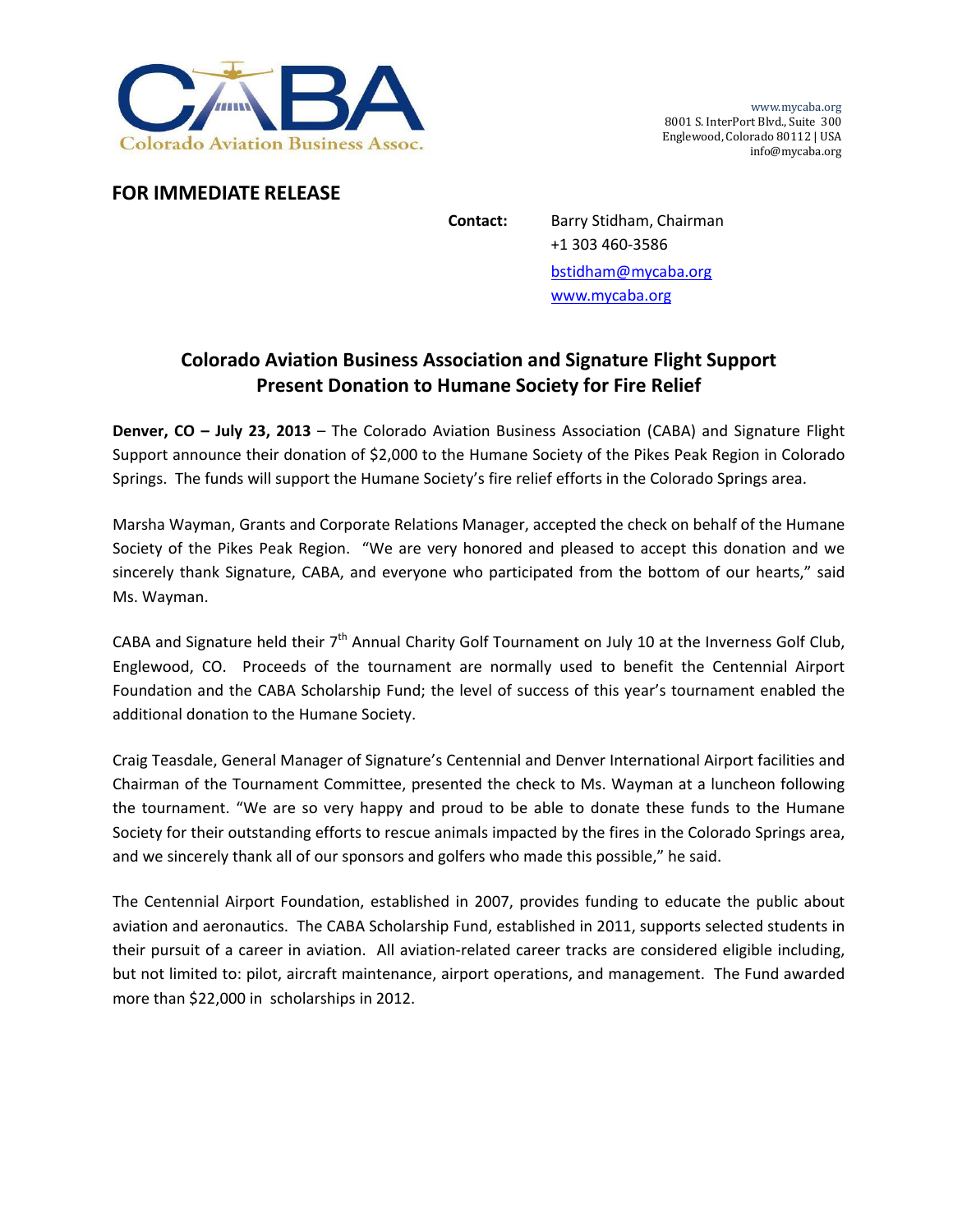Colorado Aviation Business Assoc.

www.mycaba.org
8001 S. InterPort Blvd., Suite 300
Englewood, Colorado 80112 | USA
info@mycaba.org

**FOR IMMEDIATE RELEASE**

**Contact:** Barry Stidham, Chairman
+1 303 460-3586
bstidham@mycaba.org
www.mycaba.org

## Colorado Aviation Business Association and Signature Flight Support Present Donation to Humane Society for Fire Relief

**Denver, CO – July 23, 2013** – The Colorado Aviation Business Association (CABA) and Signature Flight Support announce their donation of $2,000 to the Humane Society of the Pikes Peak Region in Colorado Springs. The funds will support the Humane Society's fire relief efforts in the Colorado Springs area.

Marsha Wayman, Grants and Corporate Relations Manager, accepted the check on behalf of the Humane Society of the Pikes Peak Region. "We are very honored and pleased to accept this donation and we sincerely thank Signature, CABA, and everyone who participated from the bottom of our hearts," said Ms. Wayman.

CABA and Signature held their 7th Annual Charity Golf Tournament on July 10 at the Inverness Golf Club, Englewood, CO. Proceeds of the tournament are normally used to benefit the Centennial Airport Foundation and the CABA Scholarship Fund; the level of success of this year's tournament enabled the additional donation to the Humane Society.

Craig Teasdale, General Manager of Signature's Centennial and Denver International Airport facilities and Chairman of the Tournament Committee, presented the check to Ms. Wayman at a luncheon following the tournament. "We are so very happy and proud to be able to donate these funds to the Humane Society for their outstanding efforts to rescue animals impacted by the fires in the Colorado Springs area, and we sincerely thank all of our sponsors and golfers who made this possible," he said.

The Centennial Airport Foundation, established in 2007, provides funding to educate the public about aviation and aeronautics. The CABA Scholarship Fund, established in 2011, supports selected students in their pursuit of a career in aviation. All aviation-related career tracks are considered eligible including, but not limited to: pilot, aircraft maintenance, airport operations, and management. The Fund awarded more than $22,000 in scholarships in 2012.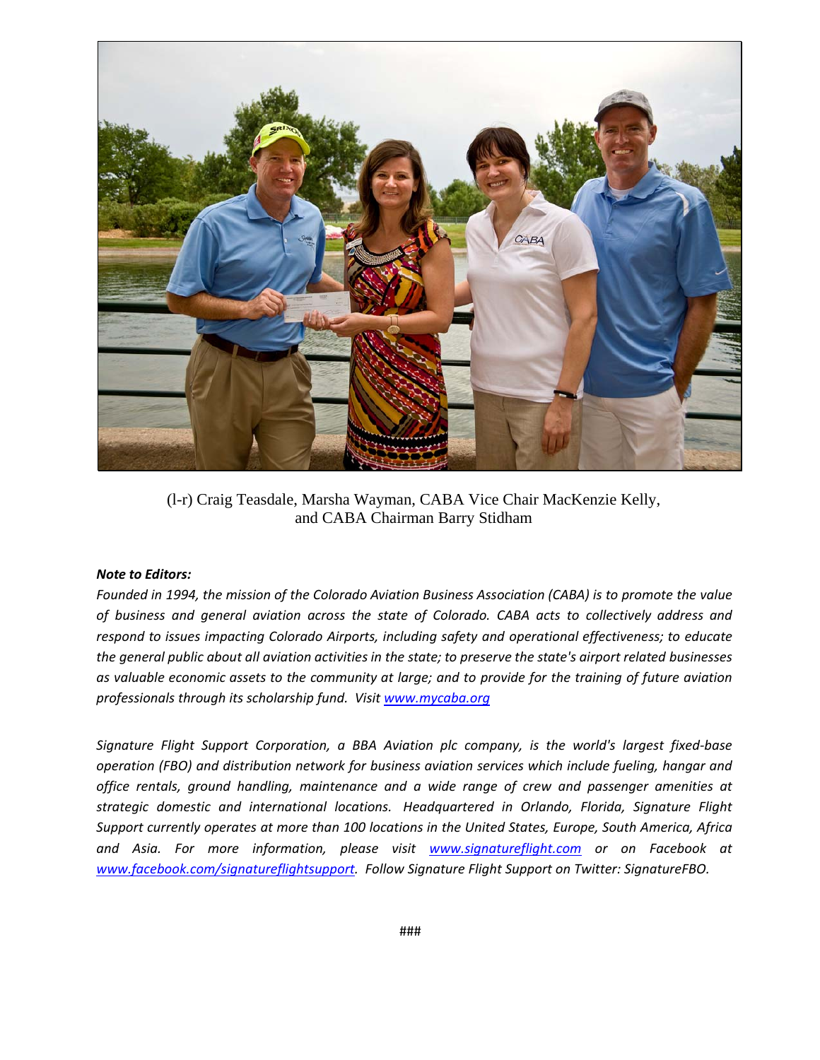(l-r) Craig Teasdale, Marsha Wayman, CABA Vice Chair MacKenzie Kelly, and CABA Chairman Barry Stidham

***Note to Editors:***

*Founded in 1994, the mission of the Colorado Aviation Business Association (CABA) is to promote the value of business and general aviation across the state of Colorado. CABA acts to collectively address and respond to issues impacting Colorado Airports, including safety and operational effectiveness; to educate the general public about all aviation activities in the state; to preserve the state's airport related businesses as valuable economic assets to the community at large; and to provide for the training of future aviation professionals through its scholarship fund. Visit [www.mycaba.org](www.mycaba.org)*

*Signature Flight Support Corporation, a BBA Aviation plc company, is the world's largest fixed-base operation (FBO) and distribution network for business aviation services which include fueling, hangar and office rentals, ground handling, maintenance and a wide range of crew and passenger amenities at strategic domestic and international locations. Headquartered in Orlando, Florida, Signature Flight Support currently operates at more than 100 locations in the United States, Europe, South America, Africa and Asia. For more information, please visit [www.signatureflight.com](www.signatureflight.com) or on Facebook at [www.facebook.com/signatureflightsupport](www.facebook.com/signatureflightsupport). Follow Signature Flight Support on Twitter: SignatureFBO.*

###